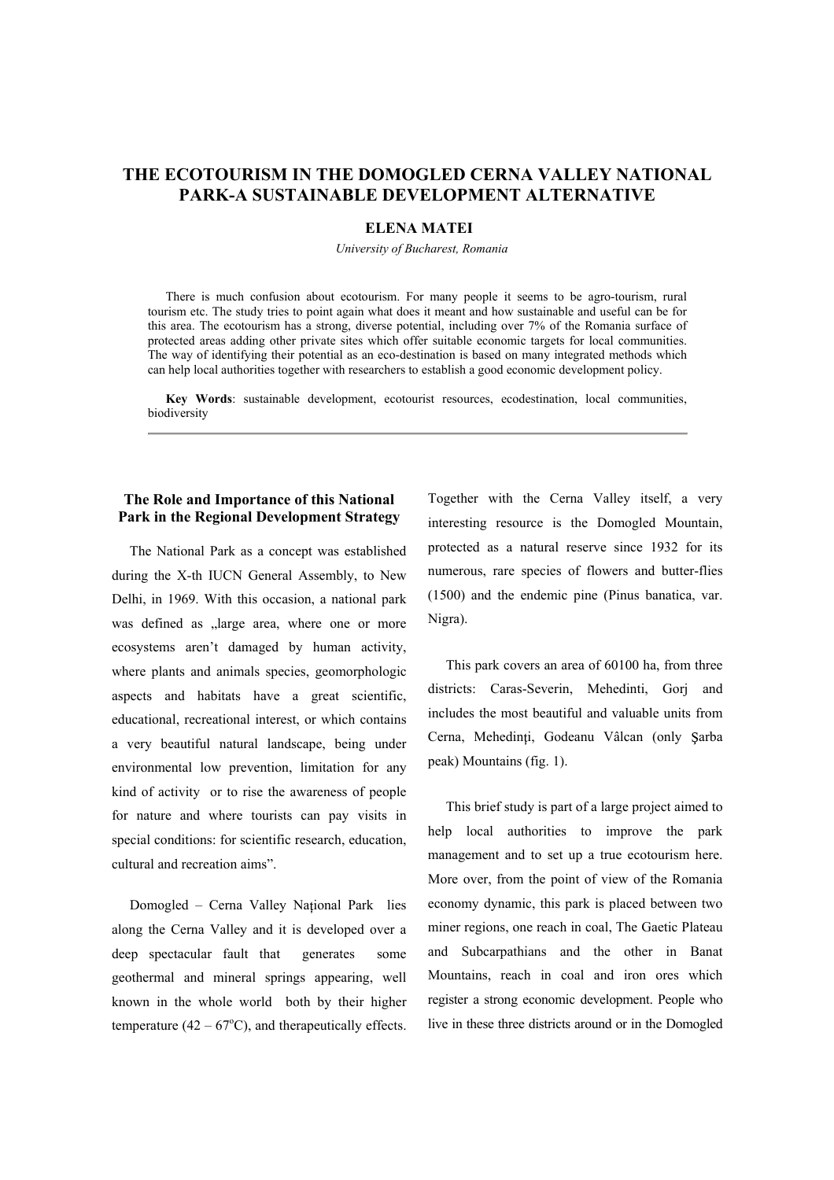# THE ECOTOURISM IN THE DOMOGLED CERNA VALLEY NATIONAL PARK-A SUSTAINABLE DEVELOPMENT ALTERNATIVE

**ELENA MATEI**

*University of Bucharest, Romania*

There is much confusion about ecotourism. For many people it seems to be agro-tourism, rural tourism etc. The study tries to point again what does it meant and how sustainable and useful can be for this area. The ecotourism has a strong, diverse potential, including over 7% of the Romania surface of protected areas adding other private sites which offer suitable economic targets for local communities. The way of identifying their potential as an eco-destination is based on many integrated methods which can help local authorities together with researchers to establish a good economic development policy.

**Key Words**: sustainable development, ecotourist resources, ecodestination, local communities, biodiversity

## The Role and Importance of this National Park in the Regional Development Strategy

The National Park as a concept was established during the X-th IUCN General Assembly, to New Delhi, in 1969. With this occasion, a national park was defined as „large area, where one or more ecosystems aren't damaged by human activity, where plants and animals species, geomorphologic aspects and habitats have a great scientific, educational, recreational interest, or which contains a very beautiful natural landscape, being under environmental low prevention, limitation for any kind of activity or to rise the awareness of people for nature and where tourists can pay visits in special conditions: for scientific research, education, cultural and recreation aims".

Domogled – Cerna Valley Naţional Park lies along the Cerna Valley and it is developed over a deep spectacular fault that generates some geothermal and mineral springs appearing, well known in the whole world both by their higher temperature (42 – 67°C), and therapeutically effects. Together with the Cerna Valley itself, a very interesting resource is the Domogled Mountain, protected as a natural reserve since 1932 for its numerous, rare species of flowers and butter-flies (1500) and the endemic pine (Pinus banatica, var. Nigra).

This park covers an area of 60100 ha, from three districts: Caras-Severin, Mehedinti, Gorj and includes the most beautiful and valuable units from Cerna, Mehedinţi, Godeanu Vâlcan (only Şarba peak) Mountains (fig. 1).

This brief study is part of a large project aimed to help local authorities to improve the park management and to set up a true ecotourism here. More over, from the point of view of the Romania economy dynamic, this park is placed between two miner regions, one reach in coal, The Gaetic Plateau and Subcarpathians and the other in Banat Mountains, reach in coal and iron ores which register a strong economic development. People who live in these three districts around or in the Domogled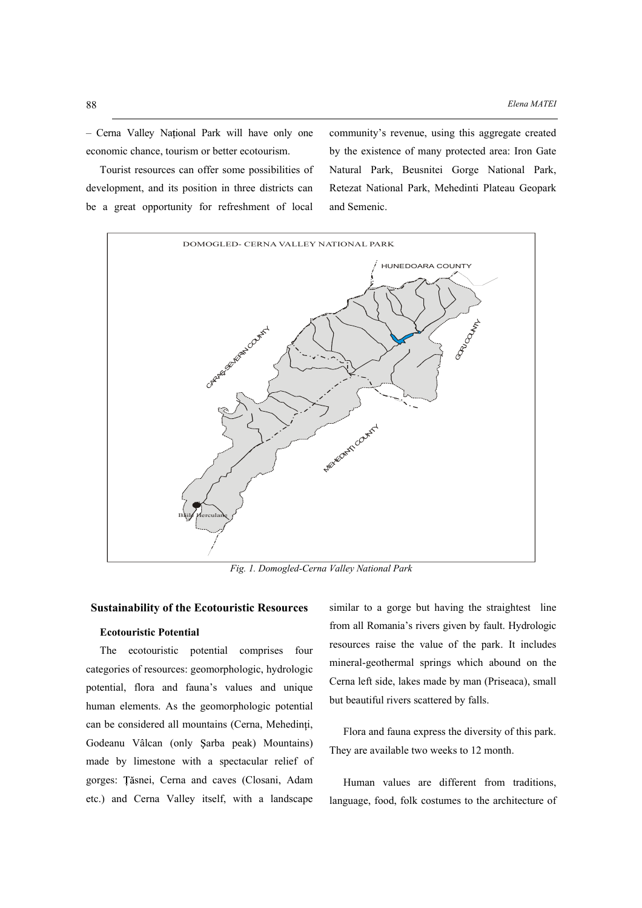– Cerna Valley Național Park will have only one economic chance, tourism or better ecotourism.

Tourist resources can offer some possibilities of development, and its position in three districts can be a great opportunity for refreshment of local community's revenue, using this aggregate created by the existence of many protected area: Iron Gate Natural Park, Beusnitei Gorge National Park, Retezat National Park, Mehedinti Plateau Geopark and Semenic.

*Fig. 1. Domogled-Cerna Valley National Park*

## Sustainability of the Ecotouristic Resources

### Ecotouristic Potential

The ecotouristic potential comprises four categories of resources: geomorphologic, hydrologic potential, flora and fauna's values and unique human elements. As the geomorphologic potential can be considered all mountains (Cerna, Mehedinți, Godeanu Vâlcan (only Şarba peak) Mountains) made by limestone with a spectacular relief of gorges: Țăsnei, Cerna and caves (Closani, Adam etc.) and Cerna Valley itself, with a landscape similar to a gorge but having the straightest line from all Romania's rivers given by fault. Hydrologic resources raise the value of the park. It includes mineral-geothermal springs which abound on the Cerna left side, lakes made by man (Priseaca), small but beautiful rivers scattered by falls.

Flora and fauna express the diversity of this park. They are available two weeks to 12 month.

Human values are different from traditions, language, food, folk costumes to the architecture of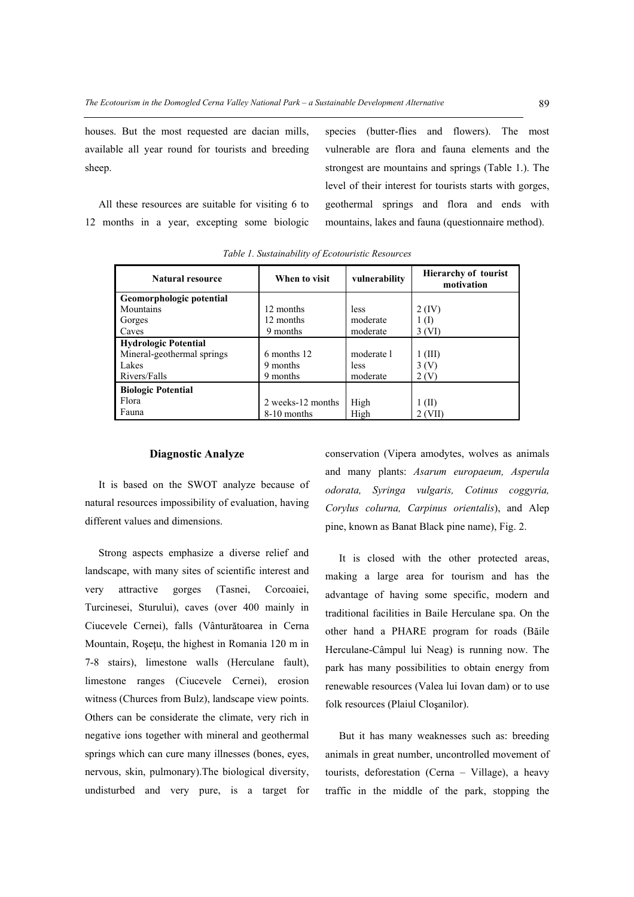houses. But the most requested are dacian mills, available all year round for tourists and breeding sheep.

All these resources are suitable for visiting 6 to 12 months in a year, excepting some biologic species (butter-flies and flowers). The most vulnerable are flora and fauna elements and the strongest are mountains and springs (Table 1.). The level of their interest for tourists starts with gorges, geothermal springs and flora and ends with mountains, lakes and fauna (questionnaire method).

*Table 1. Sustainability of Ecotouristic Resources*

| Natural resource | When to visit | vulnerability | Hierarchy of tourist motivation |
|---|---|---|---|
| **Geomorphologic potential** | | | |
| Mountains | 12 months | less | 2 (IV) |
| Gorges | 12 months | moderate | 1 (I) |
| Caves | 9 months | moderate | 3 (VI) |
| **Hydrologic Potential** | | | |
| Mineral-geothermal springs | 6 months 12 | moderate l | 1 (III) |
| Lakes | 9 months | less | 3 (V) |
| Rivers/Falls | 9 months | moderate | 2 (V) |
| **Biologic Potential** | | | |
| Flora | 2 weeks-12 months | High | 1 (II) |
| Fauna | 8-10 months | High | 2 (VII) |

### Diagnostic Analyze

It is based on the SWOT analyze because of natural resources impossibility of evaluation, having different values and dimensions.

Strong aspects emphasize a diverse relief and landscape, with many sites of scientific interest and very attractive gorges (Tasnei, Corcoaiei, Turcinesei, Sturului), caves (over 400 mainly in Ciucevele Cernei), falls (Vânturătoarea in Cerna Mountain, Roşeţu, the highest in Romania 120 m in 7-8 stairs), limestone walls (Herculane fault), limestone ranges (Ciucevele Cernei), erosion witness (Churces from Bulz), landscape view points. Others can be considerate the climate, very rich in negative ions together with mineral and geothermal springs which can cure many illnesses (bones, eyes, nervous, skin, pulmonary).The biological diversity, undisturbed and very pure, is a target for conservation (Vipera amodytes, wolves as animals and many plants: *Asarum europaeum, Asperula odorata, Syringa vulgaris, Cotinus coggyria, Corylus colurna, Carpinus orientalis*), and Alep pine, known as Banat Black pine name), Fig. 2.

It is closed with the other protected areas, making a large area for tourism and has the advantage of having some specific, modern and traditional facilities in Baile Herculane spa. On the other hand a PHARE program for roads (Băile Herculane-Câmpul lui Neag) is running now. The park has many possibilities to obtain energy from renewable resources (Valea lui Iovan dam) or to use folk resources (Plaiul Cloşanilor).

But it has many weaknesses such as: breeding animals in great number, uncontrolled movement of tourists, deforestation (Cerna – Village), a heavy traffic in the middle of the park, stopping the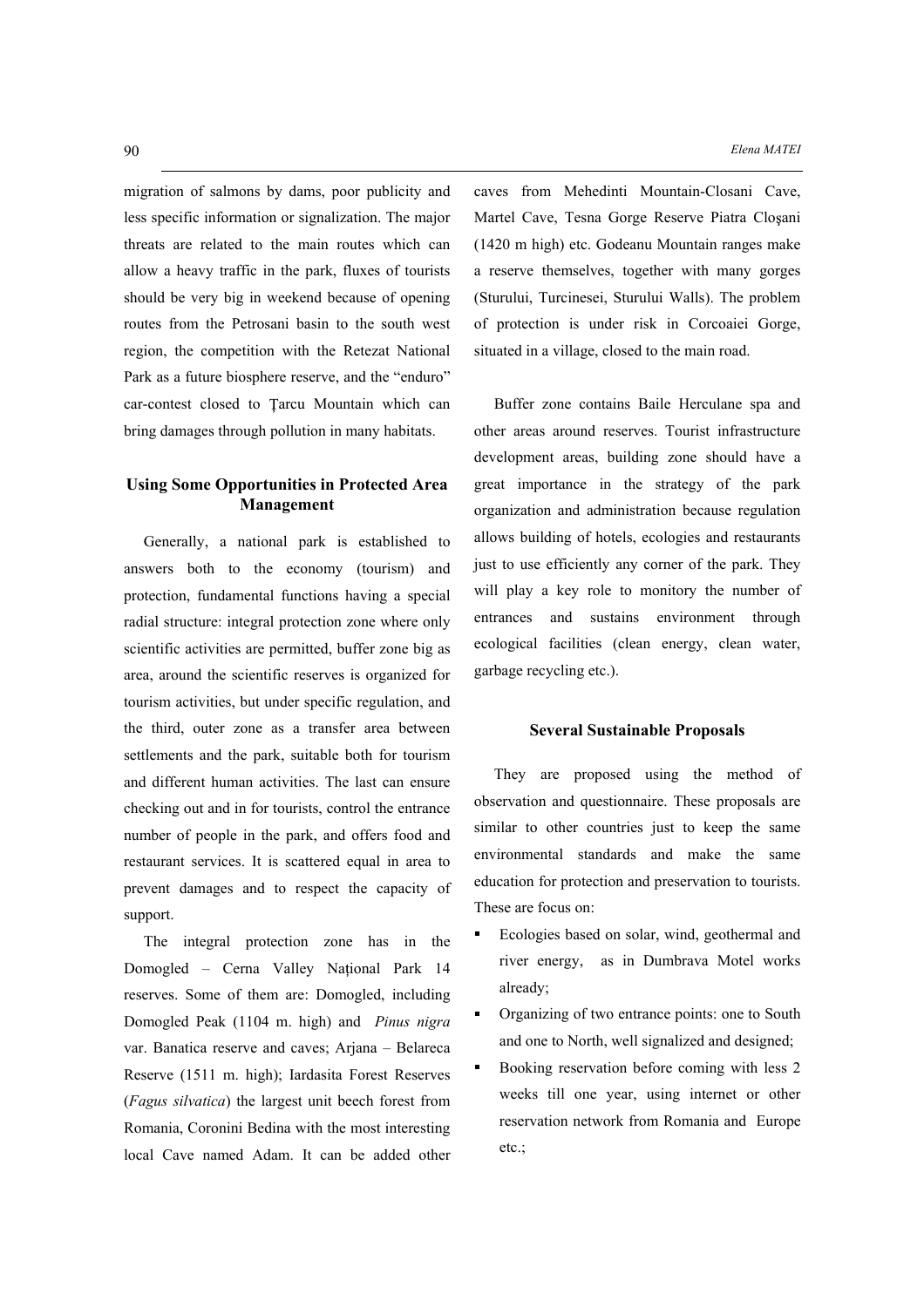migration of salmons by dams, poor publicity and less specific information or signalization. The major threats are related to the main routes which can allow a heavy traffic in the park, fluxes of tourists should be very big in weekend because of opening routes from the Petrosani basin to the south west region, the competition with the Retezat National Park as a future biosphere reserve, and the "enduro" car-contest closed to Ţarcu Mountain which can bring damages through pollution in many habitats.

## Using Some Opportunities in Protected Area Management

Generally, a national park is established to answers both to the economy (tourism) and protection, fundamental functions having a special radial structure: integral protection zone where only scientific activities are permitted, buffer zone big as area, around the scientific reserves is organized for tourism activities, but under specific regulation, and the third, outer zone as a transfer area between settlements and the park, suitable both for tourism and different human activities. The last can ensure checking out and in for tourists, control the entrance number of people in the park, and offers food and restaurant services. It is scattered equal in area to prevent damages and to respect the capacity of support.

The integral protection zone has in the Domogled – Cerna Valley Naţional Park 14 reserves. Some of them are: Domogled, including Domogled Peak (1104 m. high) and *Pinus nigra* var. Banatica reserve and caves; Arjana – Belareca Reserve (1511 m. high); Iardasita Forest Reserves (*Fagus silvatica*) the largest unit beech forest from Romania, Coronini Bedina with the most interesting local Cave named Adam. It can be added other caves from Mehedinti Mountain-Closani Cave, Martel Cave, Tesna Gorge Reserve Piatra Cloşani (1420 m high) etc. Godeanu Mountain ranges make a reserve themselves, together with many gorges (Sturului, Turcinesei, Sturului Walls). The problem of protection is under risk in Corcoaiei Gorge, situated in a village, closed to the main road.

Buffer zone contains Baile Herculane spa and other areas around reserves. Tourist infrastructure development areas, building zone should have a great importance in the strategy of the park organization and administration because regulation allows building of hotels, ecologies and restaurants just to use efficiently any corner of the park. They will play a key role to monitor the number of entrances and sustains environment through ecological facilities (clean energy, clean water, garbage recycling etc.).

## Several Sustainable Proposals

They are proposed using the method of observation and questionnaire. These proposals are similar to other countries just to keep the same environmental standards and make the same education for protection and preservation to tourists. These are focus on:

- Ecologies based on solar, wind, geothermal and river energy, as in Dumbrava Motel works already;
- Organizing of two entrance points: one to South and one to North, well signalized and designed;
- Booking reservation before coming with less 2 weeks till one year, using internet or other reservation network from Romania and Europe etc.;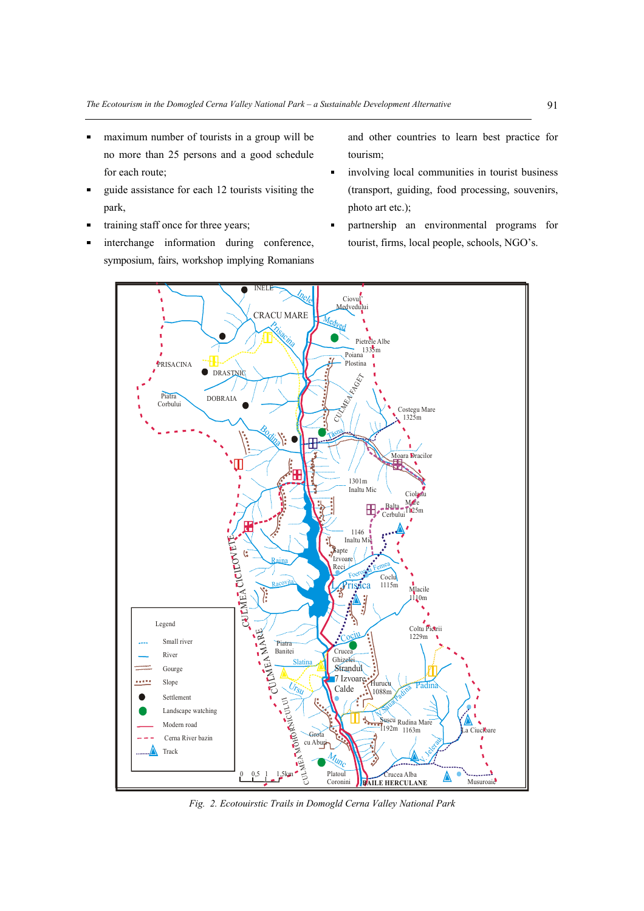- maximum number of tourists in a group will be no more than 25 persons and a good schedule for each route;
- guide assistance for each 12 tourists visiting the park,
- training staff once for three years;
- interchange information during conference, symposium, fairs, workshop implying Romanians and other countries to learn best practice for tourism;
- involving local communities in tourist business (transport, guiding, food processing, souvenirs, photo art etc.);
- partnership an environmental programs for tourist, firms, local people, schools, NGO's.

*Fig. 2. Ecotouirstic Trails in Domogld Cerna Valley National Park*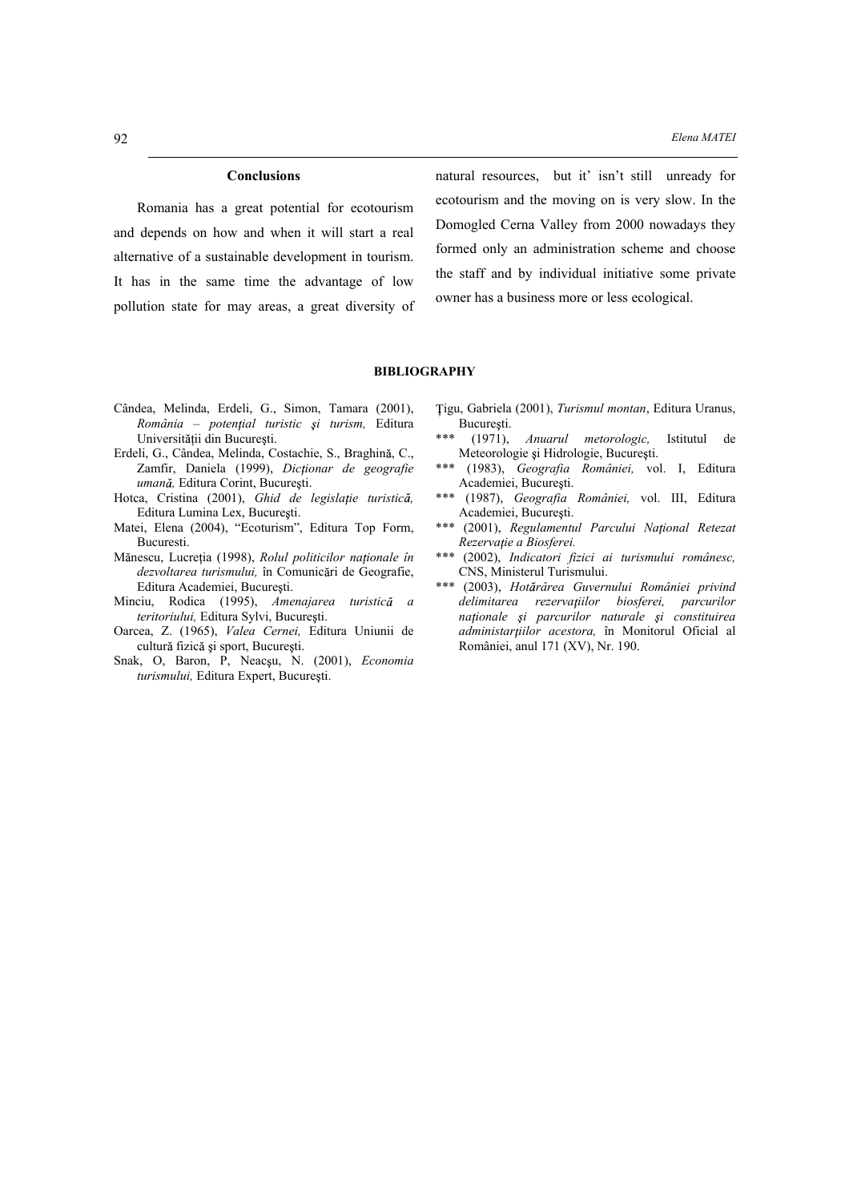## Conclusions

Romania has a great potential for ecotourism and depends on how and when it will start a real alternative of a sustainable development in tourism. It has in the same time the advantage of low pollution state for may areas, a great diversity of natural resources, but it' isn't still unready for ecotourism and the moving on is very slow. In the Domogled Cerna Valley from 2000 nowadays they formed only an administration scheme and choose the staff and by individual initiative some private owner has a business more or less ecological.

## BIBLIOGRAPHY

Cândea, Melinda, Erdeli, G., Simon, Tamara (2001), *România – potenţial turistic şi turism,* Editura Universităţii din Bucureşti.

Erdeli, G., Cândea, Melinda, Costachie, S., Braghină, C., Zamfir, Daniela (1999), *Dicţionar de geografie umană,* Editura Corint, Bucureşti.

Hotca, Cristina (2001), *Ghid de legislaţie turistică,* Editura Lumina Lex, Bucureşti.

Matei, Elena (2004), "Ecoturism", Editura Top Form, Bucuresti.

Mănescu, Lucreţia (1998), *Rolul politicilor naţionale în dezvoltarea turismului,* în Comunicări de Geografie, Editura Academiei, Bucureşti.

Minciu, Rodica (1995), *Amenajarea turistică a teritoriului,* Editura Sylvi, Bucureşti.

Oarcea, Z. (1965), *Valea Cernei,* Editura Uniunii de cultură fizică şi sport, Bucureşti.

Snak, O, Baron, P, Neacşu, N. (2001), *Economia turismului,* Editura Expert, Bucureşti.

Ţigu, Gabriela (2001), *Turismul montan*, Editura Uranus, Bucureşti.

*** (1971), *Anuarul metorologic,* Istitutul de Meteorologie şi Hidrologie, Bucureşti.

*** (1983), *Geografia României,* vol. I, Editura Academiei, Bucureşti.

*** (1987), *Geografia României,* vol. III, Editura Academiei, Bucureşti.

*** (2001), *Regulamentul Parcului Naţional Retezat Rezervaţie a Biosferei.*

*** (2002), *Indicatori fizici ai turismului românesc,* CNS, Ministerul Turismului.

*** (2003), *Hotărârea Guvernului României privind delimitarea rezervaţiilor biosferei, parcurilor naţionale şi parcurilor naturale şi constituirea administarţiilor acestora,* în Monitorul Oficial al României, anul 171 (XV), Nr. 190.